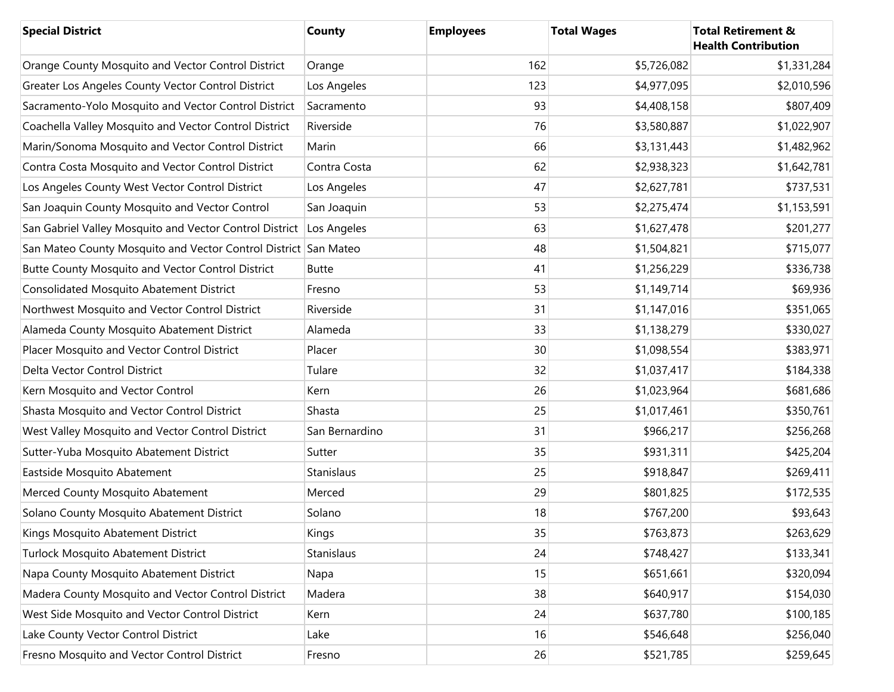| Special District | County | Employees | Total Wages | Total Retirement & Health Contribution |
|---|---|---|---|---|
| Orange County Mosquito and Vector Control District | Orange | 162 | $5,726,082 | $1,331,284 |
| Greater Los Angeles County Vector Control District | Los Angeles | 123 | $4,977,095 | $2,010,596 |
| Sacramento-Yolo Mosquito and Vector Control District | Sacramento | 93 | $4,408,158 | $807,409 |
| Coachella Valley Mosquito and Vector Control District | Riverside | 76 | $3,580,887 | $1,022,907 |
| Marin/Sonoma Mosquito and Vector Control District | Marin | 66 | $3,131,443 | $1,482,962 |
| Contra Costa Mosquito and Vector Control District | Contra Costa | 62 | $2,938,323 | $1,642,781 |
| Los Angeles County West Vector Control District | Los Angeles | 47 | $2,627,781 | $737,531 |
| San Joaquin County Mosquito and Vector Control | San Joaquin | 53 | $2,275,474 | $1,153,591 |
| San Gabriel Valley Mosquito and Vector Control District | Los Angeles | 63 | $1,627,478 | $201,277 |
| San Mateo County Mosquito and Vector Control District | San Mateo | 48 | $1,504,821 | $715,077 |
| Butte County Mosquito and Vector Control District | Butte | 41 | $1,256,229 | $336,738 |
| Consolidated Mosquito Abatement District | Fresno | 53 | $1,149,714 | $69,936 |
| Northwest Mosquito and Vector Control District | Riverside | 31 | $1,147,016 | $351,065 |
| Alameda County Mosquito Abatement District | Alameda | 33 | $1,138,279 | $330,027 |
| Placer Mosquito and Vector Control District | Placer | 30 | $1,098,554 | $383,971 |
| Delta Vector Control District | Tulare | 32 | $1,037,417 | $184,338 |
| Kern Mosquito and Vector Control | Kern | 26 | $1,023,964 | $681,686 |
| Shasta Mosquito and Vector Control District | Shasta | 25 | $1,017,461 | $350,761 |
| West Valley Mosquito and Vector Control District | San Bernardino | 31 | $966,217 | $256,268 |
| Sutter-Yuba Mosquito Abatement District | Sutter | 35 | $931,311 | $425,204 |
| Eastside Mosquito Abatement | Stanislaus | 25 | $918,847 | $269,411 |
| Merced County Mosquito Abatement | Merced | 29 | $801,825 | $172,535 |
| Solano County Mosquito Abatement District | Solano | 18 | $767,200 | $93,643 |
| Kings Mosquito Abatement District | Kings | 35 | $763,873 | $263,629 |
| Turlock Mosquito Abatement District | Stanislaus | 24 | $748,427 | $133,341 |
| Napa County Mosquito Abatement District | Napa | 15 | $651,661 | $320,094 |
| Madera County Mosquito and Vector Control District | Madera | 38 | $640,917 | $154,030 |
| West Side Mosquito and Vector Control District | Kern | 24 | $637,780 | $100,185 |
| Lake County Vector Control District | Lake | 16 | $546,648 | $256,040 |
| Fresno Mosquito and Vector Control District | Fresno | 26 | $521,785 | $259,645 |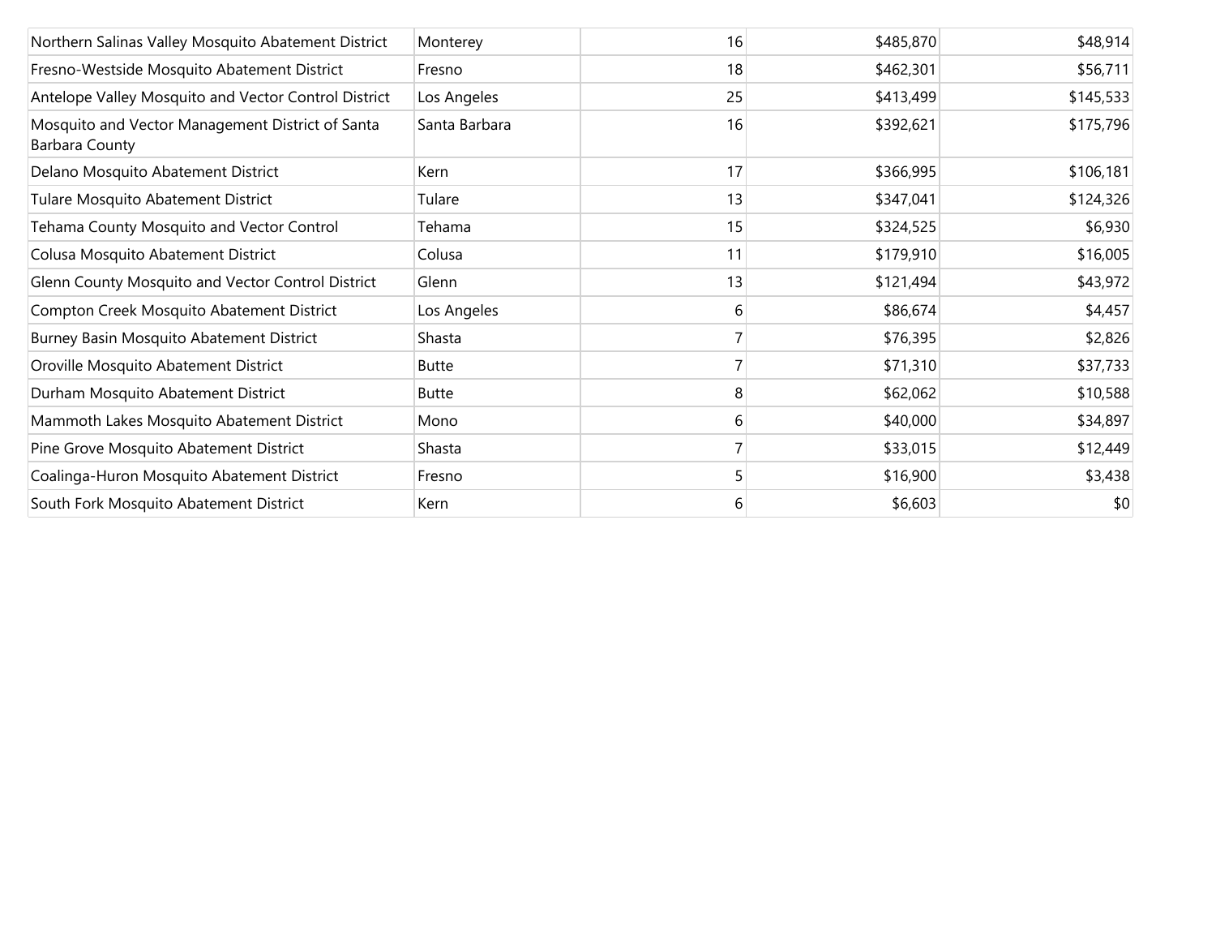| | | | | |
|---|---|---|---|---|
| Northern Salinas Valley Mosquito Abatement District | Monterey | 16 | $485,870 | $48,914 |
| Fresno-Westside Mosquito Abatement District | Fresno | 18 | $462,301 | $56,711 |
| Antelope Valley Mosquito and Vector Control District | Los Angeles | 25 | $413,499 | $145,533 |
| Mosquito and Vector Management District of Santa Barbara County | Santa Barbara | 16 | $392,621 | $175,796 |
| Delano Mosquito Abatement District | Kern | 17 | $366,995 | $106,181 |
| Tulare Mosquito Abatement District | Tulare | 13 | $347,041 | $124,326 |
| Tehama County Mosquito and Vector Control | Tehama | 15 | $324,525 | $6,930 |
| Colusa Mosquito Abatement District | Colusa | 11 | $179,910 | $16,005 |
| Glenn County Mosquito and Vector Control District | Glenn | 13 | $121,494 | $43,972 |
| Compton Creek Mosquito Abatement District | Los Angeles | 6 | $86,674 | $4,457 |
| Burney Basin Mosquito Abatement District | Shasta | 7 | $76,395 | $2,826 |
| Oroville Mosquito Abatement District | Butte | 7 | $71,310 | $37,733 |
| Durham Mosquito Abatement District | Butte | 8 | $62,062 | $10,588 |
| Mammoth Lakes Mosquito Abatement District | Mono | 6 | $40,000 | $34,897 |
| Pine Grove Mosquito Abatement District | Shasta | 7 | $33,015 | $12,449 |
| Coalinga-Huron Mosquito Abatement District | Fresno | 5 | $16,900 | $3,438 |
| South Fork Mosquito Abatement District | Kern | 6 | $6,603 | $0 |